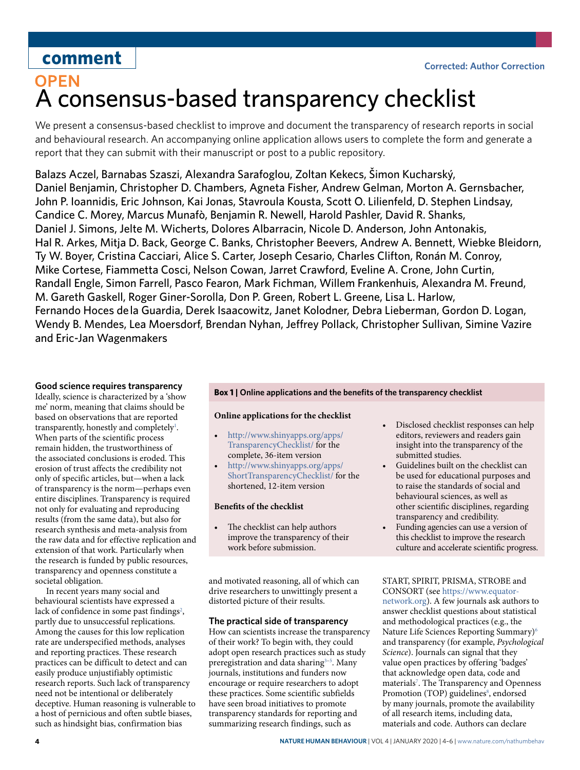comment

Corrected: Author Correction

OPEN

# A consensus-based transparency checklist

We present a consensus-based checklist to improve and document the transparency of research reports in social and behavioural research. An accompanying online application allows users to complete the form and generate a report that they can submit with their manuscript or post to a public repository.

Balazs Aczel, Barnabas Szaszi, Alexandra Sarafoglou, Zoltan Kekecs, Šimon Kucharský, Daniel Benjamin, Christopher D. Chambers, Agneta Fisher, Andrew Gelman, Morton A. Gernsbacher, John P. Ioannidis, Eric Johnson, Kai Jonas, Stavroula Kousta, Scott O. Lilienfeld, D. Stephen Lindsay, Candice C. Morey, Marcus Munafò, Benjamin R. Newell, Harold Pashler, David R. Shanks, Daniel J. Simons, Jelte M. Wicherts, Dolores Albarracin, Nicole D. Anderson, John Antonakis, Hal R. Arkes, Mitja D. Back, George C. Banks, Christopher Beevers, Andrew A. Bennett, Wiebke Bleidorn, Ty W. Boyer, Cristina Cacciari, Alice S. Carter, Joseph Cesario, Charles Clifton, Ronán M. Conroy, Mike Cortese, Fiammetta Cosci, Nelson Cowan, Jarret Crawford, Eveline A. Crone, John Curtin, Randall Engle, Simon Farrell, Pasco Fearon, Mark Fichman, Willem Frankenhuis, Alexandra M. Freund, M. Gareth Gaskell, Roger Giner-Sorolla, Don P. Green, Robert L. Greene, Lisa L. Harlow, Fernando Hoces de la Guardia, Derek Isaacowitz, Janet Kolodner, Debra Lieberman, Gordon D. Logan, Wendy B. Mendes, Lea Moersdorf, Brendan Nyhan, Jeffrey Pollack, Christopher Sullivan, Simine Vazire and Eric-Jan Wagenmakers

### Good science requires transparency

Ideally, science is characterized by a 'show me' norm, meaning that claims should be based on observations that are reported transparently, honestly and completely[1]. When parts of the scientific process remain hidden, the trustworthiness of the associated conclusions is eroded. This erosion of trust affects the credibility not only of specific articles, but—when a lack of transparency is the norm—perhaps even entire disciplines. Transparency is required not only for evaluating and reproducing results (from the same data), but also for research synthesis and meta-analysis from the raw data and for effective replication and extension of that work. Particularly when the research is funded by public resources, transparency and openness constitute a societal obligation.

In recent years many social and behavioural scientists have expressed a lack of confidence in some past findings[2], partly due to unsuccessful replications. Among the causes for this low replication rate are underspecified methods, analyses and reporting practices. These research practices can be difficult to detect and can easily produce unjustifiably optimistic research reports. Such lack of transparency need not be intentional or deliberately deceptive. Human reasoning is vulnerable to a host of pernicious and often subtle biases, such as hindsight bias, confirmation bias and motivated reasoning, all of which can drive researchers to unwittingly present a distorted picture of their results.

> **Box 1 | Online applications and the benefits of the transparency checklist**
>
> **Online applications for the checklist**
>
> - http://www.shinyapps.org/apps/TransparencyChecklist/ for the complete, 36-item version
> - http://www.shinyapps.org/apps/ShortTransparencyChecklist/ for the shortened, 12-item version
>
> **Benefits of the checklist**
>
> - The checklist can help authors improve the transparency of their work before submission.
> - Disclosed checklist responses can help editors, reviewers and readers gain insight into the transparency of the submitted studies.
> - Guidelines built on the checklist can be used for educational purposes and to raise the standards of social and behavioural sciences, as well as other scientific disciplines, regarding transparency and credibility.
> - Funding agencies can use a version of this checklist to improve the research culture and accelerate scientific progress.

### The practical side of transparency

How can scientists increase the transparency of their work? To begin with, they could adopt open research practices such as study preregistration and data sharing[3–5]. Many journals, institutions and funders now encourage or require researchers to adopt these practices. Some scientific subfields have seen broad initiatives to promote transparency standards for reporting and summarizing research findings, such as START, SPIRIT, PRISMA, STROBE and CONSORT (see https://www.equator-network.org). A few journals ask authors to answer checklist questions about statistical and methodological practices (e.g., the Nature Life Sciences Reporting Summary)[6] and transparency (for example, *Psychological Science*). Journals can signal that they value open practices by offering 'badges' that acknowledge open data, code and materials[7]. The Transparency and Openness Promotion (TOP) guidelines[8], endorsed by many journals, promote the availability of all research items, including data, materials and code. Authors can declare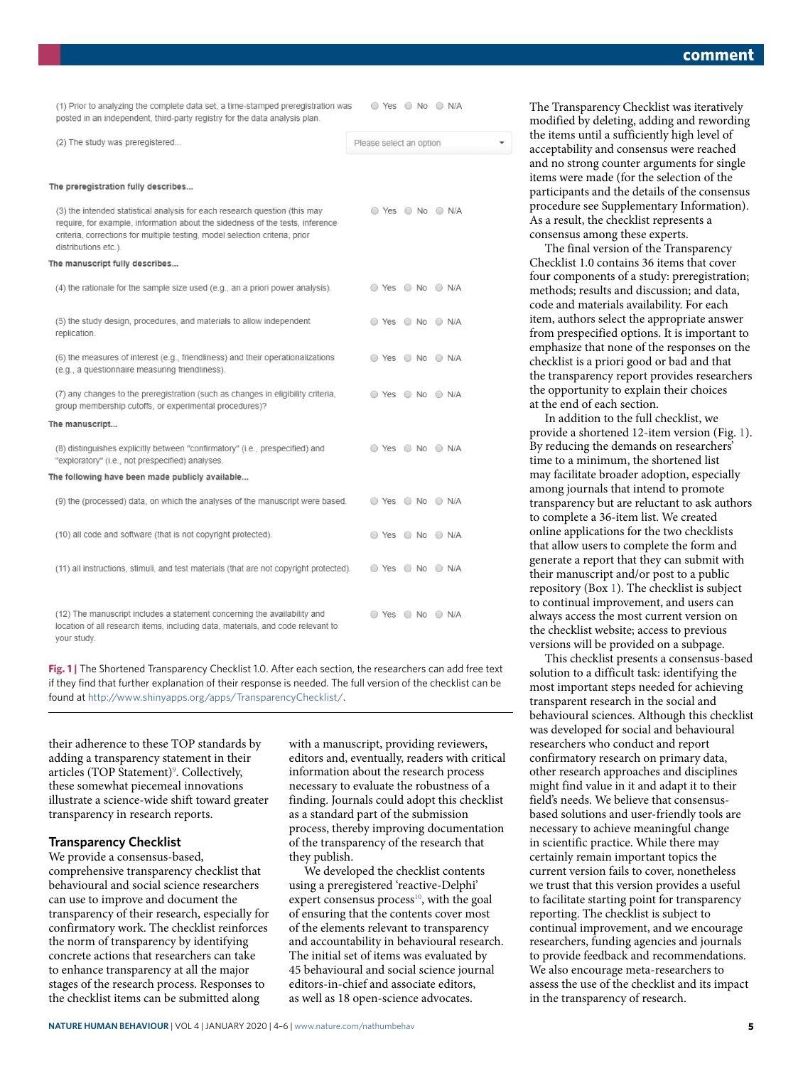(1) Prior to analyzing the complete data set, a time-stamped preregistration was posted in an independent, third-party registry for the data analysis plan. — Yes / No / N/A

(2) The study was preregistered... — Please select an option

**The preregistration fully describes...**

(3) the intended statistical analysis for each research question (this may require, for example, information about the sidedness of the tests, inference criteria, corrections for multiple testing, model selection criteria, prior distributions etc.). — Yes / No / N/A

**The manuscript fully describes...**

(4) the rationale for the sample size used (e.g., an a priori power analysis). — Yes / No / N/A

(5) the study design, procedures, and materials to allow independent replication. — Yes / No / N/A

(6) the measures of interest (e.g., friendliness) and their operationalizations (e.g., a questionnaire measuring friendliness). — Yes / No / N/A

(7) any changes to the preregistration (such as changes in eligibility criteria, group membership cutoffs, or experimental procedures)? — Yes / No / N/A

**The manuscript...**

(8) distinguishes explicitly between "confirmatory" (i.e., prespecified) and "exploratory" (i.e., not prespecified) analyses. — Yes / No / N/A

**The following have been made publicly available...**

(9) the (processed) data, on which the analyses of the manuscript were based. — Yes / No / N/A

(10) all code and software (that is not copyright protected). — Yes / No / N/A

(11) all instructions, stimuli, and test materials (that are not copyright protected). — Yes / No / N/A

(12) The manuscript includes a statement concerning the availability and location of all research items, including data, materials, and code relevant to your study. — Yes / No / N/A

**Fig. 1 |** The Shortened Transparency Checklist 1.0. After each section, the researchers can add free text if they find that further explanation of their response is needed. The full version of the checklist can be found at http://www.shinyapps.org/apps/TransparencyChecklist/.

their adherence to these TOP standards by adding a transparency statement in their articles (TOP Statement)[9]. Collectively, these somewhat piecemeal innovations illustrate a science-wide shift toward greater transparency in research reports.

## Transparency Checklist

We provide a consensus-based, comprehensive transparency checklist that behavioural and social science researchers can use to improve and document the transparency of their research, especially for confirmatory work. The checklist reinforces the norm of transparency by identifying concrete actions that researchers can take to enhance transparency at all the major stages of the research process. Responses to the checklist items can be submitted along with a manuscript, providing reviewers, editors and, eventually, readers with critical information about the research process necessary to evaluate the robustness of a finding. Journals could adopt this checklist as a standard part of the submission process, thereby improving documentation of the transparency of the research that they publish.

We developed the checklist contents using a preregistered 'reactive-Delphi' expert consensus process[10], with the goal of ensuring that the contents cover most of the elements relevant to transparency and accountability in behavioural research. The initial set of items was evaluated by 45 behavioural and social science journal editors-in-chief and associate editors, as well as 18 open-science advocates. The Transparency Checklist was iteratively modified by deleting, adding and rewording the items until a sufficiently high level of acceptability and consensus were reached and no strong counter arguments for single items were made (for the selection of the participants and the details of the consensus procedure see Supplementary Information). As a result, the checklist represents a consensus among these experts.

The final version of the Transparency Checklist 1.0 contains 36 items that cover four components of a study: preregistration; methods; results and discussion; and data, code and materials availability. For each item, authors select the appropriate answer from prespecified options. It is important to emphasize that none of the responses on the checklist is a priori good or bad and that the transparency report provides researchers the opportunity to explain their choices at the end of each section.

In addition to the full checklist, we provide a shortened 12-item version (Fig. 1). By reducing the demands on researchers' time to a minimum, the shortened list may facilitate broader adoption, especially among journals that intend to promote transparency but are reluctant to ask authors to complete a 36-item list. We created online applications for the two checklists that allow users to complete the form and generate a report that they can submit with their manuscript and/or post to a public repository (Box 1). The checklist is subject to continual improvement, and users can always access the most current version on the checklist website; access to previous versions will be provided on a subpage.

This checklist presents a consensus-based solution to a difficult task: identifying the most important steps needed for achieving transparent research in the social and behavioural sciences. Although this checklist was developed for social and behavioural researchers who conduct and report confirmatory research on primary data, other research approaches and disciplines might find value in it and adapt it to their field's needs. We believe that consensus-based solutions and user-friendly tools are necessary to achieve meaningful change in scientific practice. While there may certainly remain important topics the current version fails to cover, nonetheless we trust that this version provides a useful to facilitate starting point for transparency reporting. The checklist is subject to continual improvement, and we encourage researchers, funding agencies and journals to provide feedback and recommendations. We also encourage meta-researchers to assess the use of the checklist and its impact in the transparency of research.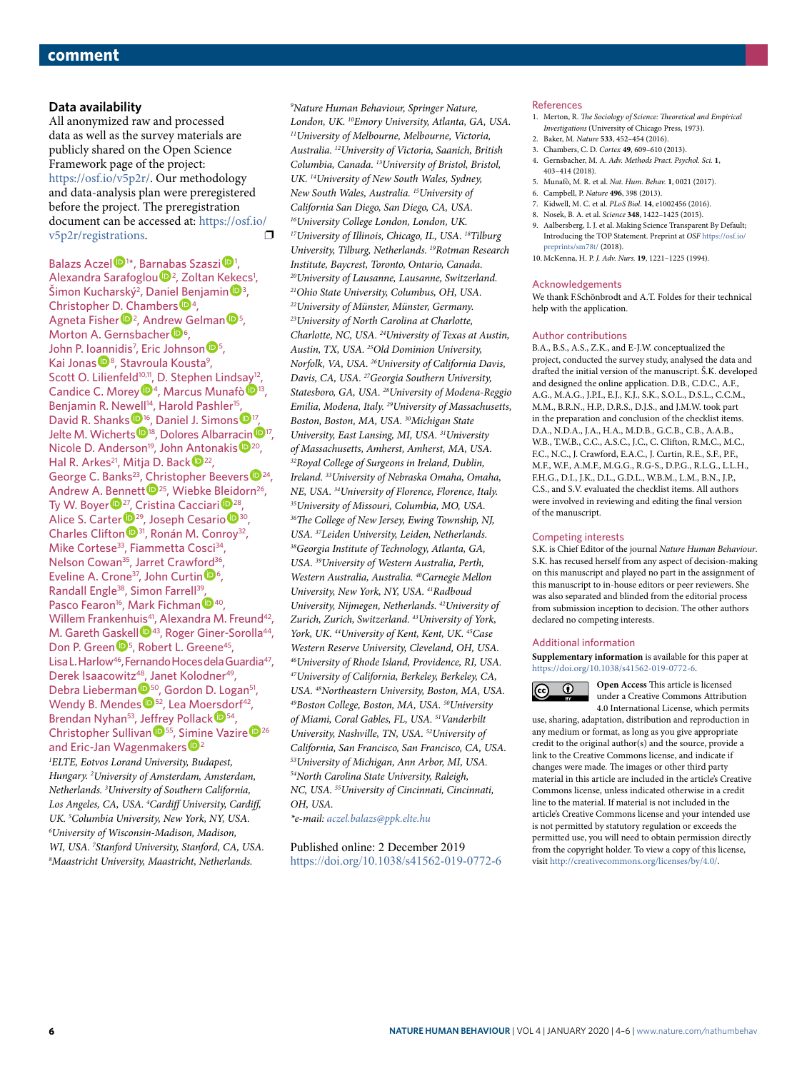## Data availability

All anonymized raw and processed data as well as the survey materials are publicly shared on the Open Science Framework page of the project: https://osf.io/v5p2r/. Our methodology and data-analysis plan were preregistered before the project. The preregistration document can be accessed at: https://osf.io/v5p2r/registrations.

Balazs Aczel[1]*, Barnabas Szaszi[1], Alexandra Sarafoglou[2], Zoltan Kekecs[1], Šimon Kucharský[2], Daniel Benjamin[3], Christopher D. Chambers[4], Agneta Fisher[2], Andrew Gelman[5], Morton A. Gernsbacher[6], John P. Ioannidis[7], Eric Johnson[5], Kai Jonas[8], Stavroula Kousta[9], Scott O. Lilienfeld[10,11], D. Stephen Lindsay[12], Candice C. Morey[4], Marcus Munafò[13], Benjamin R. Newell[14], Harold Pashler[15], David R. Shanks[16], Daniel J. Simons[17], Jelte M. Wicherts[18], Dolores Albarracin[17], Nicole D. Anderson[19], John Antonakis[20], Hal R. Arkes[21], Mitja D. Back[22], George C. Banks[23], Christopher Beevers[24], Andrew A. Bennett[25], Wiebke Bleidorn[26], Ty W. Boyer[27], Cristina Cacciari[28], Alice S. Carter[29], Joseph Cesario[30], Charles Clifton[31], Ronán M. Conroy[32], Mike Cortese[33], Fiammetta Cosci[34], Nelson Cowan[35], Jarret Crawford[36], Eveline A. Crone[37], John Curtin[6], Randall Engle[38], Simon Farrell[39], Pasco Fearon[16], Mark Fichman[40], Willem Frankenhuis[41], Alexandra M. Freund[42], M. Gareth Gaskell[43], Roger Giner-Sorolla[44], Don P. Green[5], Robert L. Greene[45], Lisa L. Harlow[46], Fernando Hoces de la Guardia[47], Derek Isaacowitz[48], Janet Kolodner[49], Debra Lieberman[50], Gordon D. Logan[51], Wendy B. Mendes[52], Lea Moersdorf[42], Brendan Nyhan[53], Jeffrey Pollack[54], Christopher Sullivan[55], Simine Vazire[26] and Eric-Jan Wagenmakers[2]

[1]*ELTE, Eotvos Lorand University, Budapest, Hungary.* [2]*University of Amsterdam, Amsterdam, Netherlands.* [3]*University of Southern California, Los Angeles, CA, USA.* [4]*Cardiff University, Cardiff, UK.* [5]*Columbia University, New York, NY, USA.* [6]*University of Wisconsin-Madison, Madison, WI, USA.* [7]*Stanford University, Stanford, CA, USA.* [8]*Maastricht University, Maastricht, Netherlands.* [9]*Nature Human Behaviour, Springer Nature, London, UK.* [10]*Emory University, Atlanta, GA, USA.* [11]*University of Melbourne, Melbourne, Victoria, Australia.* [12]*University of Victoria, Saanich, British Columbia, Canada.* [13]*University of Bristol, Bristol, UK.* [14]*University of New South Wales, Sydney, New South Wales, Australia.* [15]*University of California San Diego, San Diego, CA, USA.* [16]*University College London, London, UK.* [17]*University of Illinois, Chicago, IL, USA.* [18]*Tilburg University, Tilburg, Netherlands.* [19]*Rotman Research Institute, Baycrest, Toronto, Ontario, Canada.* [20]*University of Lausanne, Lausanne, Switzerland.* [21]*Ohio State University, Columbus, OH, USA.* [22]*University of Münster, Münster, Germany.* [23]*University of North Carolina at Charlotte, Charlotte, NC, USA.* [24]*University of Texas at Austin, Austin, TX, USA.* [25]*Old Dominion University, Norfolk, VA, USA.* [26]*University of California Davis, Davis, CA, USA.* [27]*Georgia Southern University, Statesboro, GA, USA.* [28]*University of Modena-Reggio Emilia, Modena, Italy.* [29]*University of Massachusetts, Boston, Boston, MA, USA.* [30]*Michigan State University, East Lansing, MI, USA.* [31]*University of Massachusetts, Amherst, Amherst, MA, USA.* [32]*Royal College of Surgeons in Ireland, Dublin, Ireland.* [33]*University of Nebraska Omaha, Omaha, NE, USA.* [34]*University of Florence, Florence, Italy.* [35]*University of Missouri, Columbia, MO, USA.* [36]*The College of New Jersey, Ewing Township, NJ, USA.* [37]*Leiden University, Leiden, Netherlands.* [38]*Georgia Institute of Technology, Atlanta, GA, USA.* [39]*University of Western Australia, Perth, Western Australia, Australia.* [40]*Carnegie Mellon University, New York, NY, USA.* [41]*Radboud University, Nijmegen, Netherlands.* [42]*University of Zurich, Zurich, Switzerland.* [43]*University of York, York, UK.* [44]*University of Kent, Kent, UK.* [45]*Case Western Reserve University, Cleveland, OH, USA.* [46]*University of Rhode Island, Providence, RI, USA.* [47]*University of California, Berkeley, Berkeley, CA, USA.* [48]*Northeastern University, Boston, MA, USA.* [49]*Boston College, Boston, MA, USA.* [50]*University of Miami, Coral Gables, FL, USA.* [51]*Vanderbilt University, Nashville, TN, USA.* [52]*University of California, San Francisco, San Francisco, CA, USA.* [53]*University of Michigan, Ann Arbor, MI, USA.* [54]*North Carolina State University, Raleigh, NC, USA.* [55]*University of Cincinnati, Cincinnati, OH, USA.*

*e-mail: aczel.balazs@ppk.elte.hu

Published online: 2 December 2019
https://doi.org/10.1038/s41562-019-0772-6

## References

1. Merton, R. *The Sociology of Science: Theoretical and Empirical Investigations* (University of Chicago Press, 1973).
2. Baker, M. *Nature* **533**, 452–454 (2016).
3. Chambers, C. D. *Cortex* **49**, 609–610 (2013).
4. Gernsbacher, M. A. *Adv. Methods Pract. Psychol. Sci.* **1**, 403–414 (2018).
5. Munafò, M. R. et al. *Nat. Hum. Behav.* **1**, 0021 (2017).
6. Campbell, P. *Nature* **496**, 398 (2013).
7. Kidwell, M. C. et al. *PLoS Biol.* **14**, e1002456 (2016).
8. Nosek, B. A. et al. *Science* **348**, 1422–1425 (2015).
9. Aalbersberg, I. J. et al. Making Science Transparent By Default; Introducing the TOP Statement. Preprint at *OSF* https://osf.io/preprints/sm78t/ (2018).
10. McKenna, H. P. *J. Adv. Nurs.* **19**, 1221–1225 (1994).

## Acknowledgements

We thank F.Schönbrodt and A.T. Foldes for their technical help with the application.

## Author contributions

B.A., B.S., A.S., Z.K., and E-J.W. conceptualized the project, conducted the survey study, analysed the data and drafted the initial version of the manuscript. Š.K. developed and designed the online application. D.B., C.D.C., A.F., A.G., M.A.G., J.P.I., E.J., K.J., S.K., S.O.L., D.S.L., C.C.M., M.M., B.R.N., H.P., D.R.S., D.J.S., and J.M.W. took part in the preparation and conclusion of the checklist items. D.A., N.D.A., J.A., H.A., M.D.B., G.C.B., C.B., A.A.B., W.B., T.W.B., C.C., A.S.C., J.C., C. Clifton, R.M.C., M.C., F.C., N.C., J. Crawford, E.A.C., J. Curtin, R.E., S.F., P.F., M.F., W.F., A.M.F., M.G.G., R.G-S., D.P.G., R.L.G., L.L.H., F.H.G., D.I., J.K., D.L., G.D.L., W.B.M., L.M., B.N., J.P., C.S., and S.V. evaluated the checklist items. All authors were involved in reviewing and editing the final version of the manuscript.

## Competing interests

S.K. is Chief Editor of the journal *Nature Human Behaviour*. S.K. has recused herself from any aspect of decision-making on this manuscript and played no part in the assignment of this manuscript to in-house editors or peer reviewers. She was also separated and blinded from the editorial process from submission inception to decision. The other authors declared no competing interests.

## Additional information

**Supplementary information** is available for this paper at https://doi.org/10.1038/s41562-019-0772-6.

**Open Access** This article is licensed under a Creative Commons Attribution 4.0 International License, which permits use, sharing, adaptation, distribution and reproduction in any medium or format, as long as you give appropriate credit to the original author(s) and the source, provide a link to the Creative Commons license, and indicate if changes were made. The images or other third party material in this article are included in the article's Creative Commons license, unless indicated otherwise in a credit line to the material. If material is not included in the article's Creative Commons license and your intended use is not permitted by statutory regulation or exceeds the permitted use, you will need to obtain permission directly from the copyright holder. To view a copy of this license, visit http://creativecommons.org/licenses/by/4.0/.